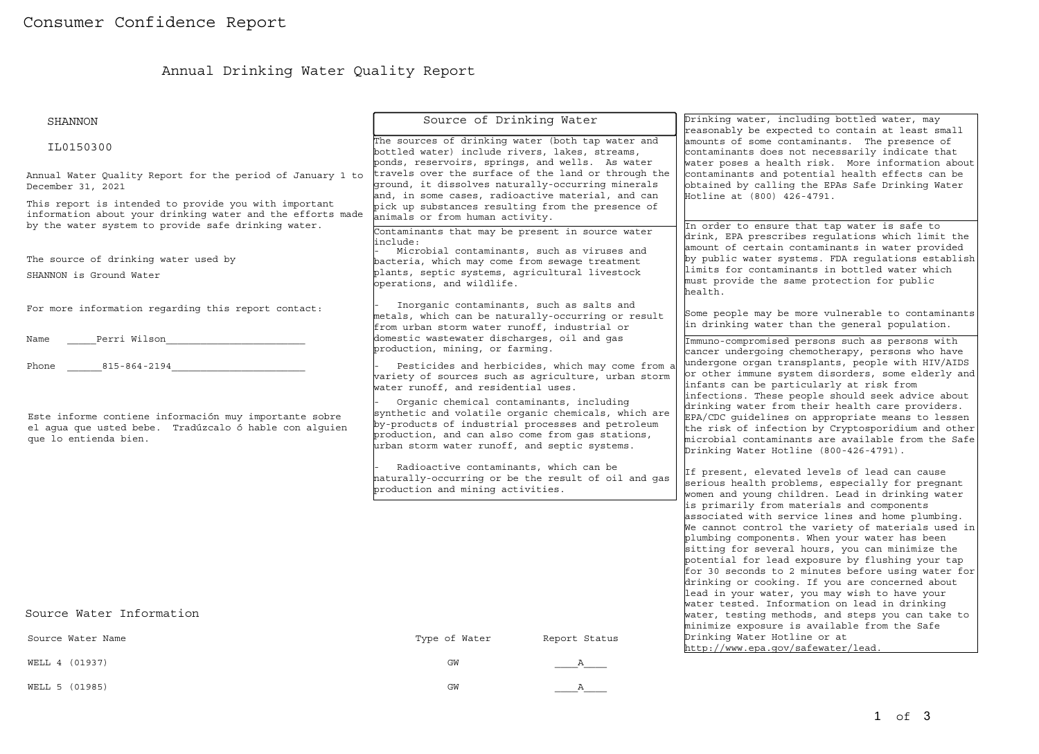# Consumer Confidence Report

## Annual Drinking Water Quality Report

SHANNON

IL0150300

Annual Water Quality Report for the period of January 1 to December 31, 2021

This report is intended to provide you with important information about your drinking water and the efforts made by the water system to provide safe drinking water.

The source of drinking water used by SHANNON is Ground Water

For more information regarding this report contact:

Name Perri Wilson

Phone 815-864-2194

Este informe contiene información muy importante sobre el agua que usted bebe. Tradúzcalo ó hable con alguien que lo entienda bien.

### Source of Drinking Water

The sources of drinking water (both tap water and bottled water) include rivers, lakes, streams, ponds, reservoirs, springs, and wells. As water travels over the surface of the land or through the ground, it dissolves naturally-occurring minerals and, in some cases, radioactive material, and can pick up substances resulting from the presence of animals or from human activity.

Contaminants that may be present in source water include:

- Microbial contaminants, such as viruses and bacteria, which may come from sewage treatment plants, septic systems, agricultural livestock operations, and wildlife.
- Inorganic contaminants, such as salts and metals, which can be naturally-occurring or result from urban storm water runoff, industrial or domestic wastewater discharges, oil and gas production, mining, or farming.
- Pesticides and herbicides, which may come from a variety of sources such as agriculture, urban storm water runoff, and residential uses.
- Organic chemical contaminants, including synthetic and volatile organic chemicals, which are by-products of industrial processes and petroleum production, and can also come from gas stations, urban storm water runoff, and septic systems.
- Radioactive contaminants, which can be naturally-occurring or be the result of oil and gas production and mining activities.

Drinking water, including bottled water, may reasonably be expected to contain at least small amounts of some contaminants. The presence of contaminants does not necessarily indicate that water poses a health risk. More information about contaminants and potential health effects can be obtained by calling the EPAs Safe Drinking Water Hotline at (800) 426-4791.

In order to ensure that tap water is safe to drink, EPA prescribes regulations which limit the amount of certain contaminants in water provided by public water systems. FDA regulations establish limits for contaminants in bottled water which must provide the same protection for public health.

Some people may be more vulnerable to contaminants in drinking water than the general population.

Immuno-compromised persons such as persons with cancer undergoing chemotherapy, persons who have undergone organ transplants, people with HIV/AIDS or other immune system disorders, some elderly and infants can be particularly at risk from infections. These people should seek advice about drinking water from their health care providers. EPA/CDC guidelines on appropriate means to lessen the risk of infection by Cryptosporidium and other microbial contaminants are available from the Safe Drinking Water Hotline (800-426-4791).

If present, elevated levels of lead can cause serious health problems, especially for pregnant women and young children. Lead in drinking water is primarily from materials and components associated with service lines and home plumbing. We cannot control the variety of materials used in plumbing components. When your water has been sitting for several hours, you can minimize the potential for lead exposure by flushing your tap for 30 seconds to 2 minutes before using water for drinking or cooking. If you are concerned about lead in your water, you may wish to have your water tested. Information on lead in drinking water, testing methods, and steps you can take to minimize exposure is available from the Safe Drinking Water Hotline or at http://www.epa.gov/safewater/lead.

### Source Water Information

| Source Water Name | Type of Water | Report Status |
|---|---|---|
| WELL 4 (01937) | GW | A |
| WELL 5 (01985) | GW | A |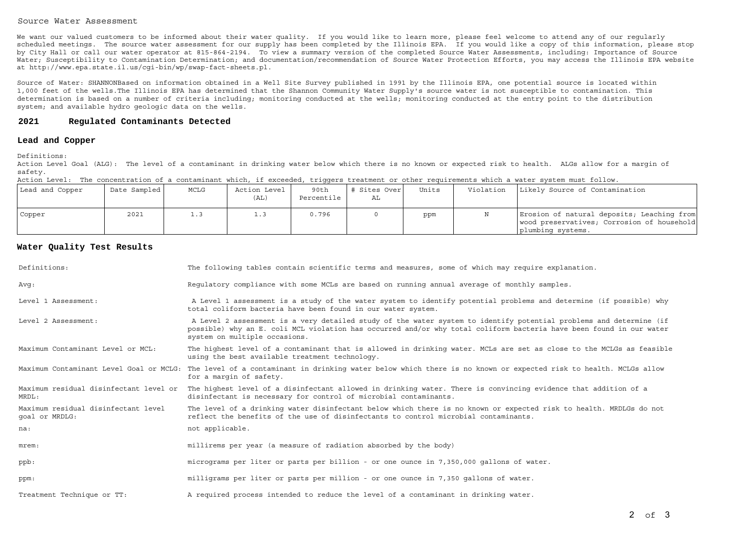Source Water Assessment

We want our valued customers to be informed about their water quality. If you would like to learn more, please feel welcome to attend any of our regularly scheduled meetings. The source water assessment for our supply has been completed by the Illinois EPA. If you would like a copy of this information, please stop by City Hall or call our water operator at 815-864-2194. To view a summary version of the completed Source Water Assessments, including: Importance of Source Water; Susceptibility to Contamination Determination; and documentation/recommendation of Source Water Protection Efforts, you may access the Illinois EPA website at http://www.epa.state.il.us/cgi-bin/wp/swap-fact-sheets.pl.

Source of Water: SHANNONBased on information obtained in a Well Site Survey published in 1991 by the Illinois EPA, one potential source is located within 1,000 feet of the wells.The Illinois EPA has determined that the Shannon Community Water Supply's source water is not susceptible to contamination. This determination is based on a number of criteria including; monitoring conducted at the wells; monitoring conducted at the entry point to the distribution system; and available hydro geologic data on the wells.

## 2021 Regulated Contaminants Detected

### Lead and Copper

Definitions:

Action Level Goal (ALG): The level of a contaminant in drinking water below which there is no known or expected risk to health. ALGs allow for a margin of safety.

Action Level: The concentration of a contaminant which, if exceeded, triggers treatment or other requirements which a water system must follow.

| Lead and Copper | Date Sampled | MCLG | Action Level (AL) | 90th Percentile | # Sites Over AL | Units | Violation | Likely Source of Contamination |
|---|---|---|---|---|---|---|---|---|
| Copper | 2021 | 1.3 | 1.3 | 0.796 | 0 | ppm | N | Erosion of natural deposits; Leaching from wood preservatives; Corrosion of household plumbing systems. |

### Water Quality Test Results

| | |
|---|---|
| Definitions: | The following tables contain scientific terms and measures, some of which may require explanation. |
| Avg: | Regulatory compliance with some MCLs are based on running annual average of monthly samples. |
| Level 1 Assessment: | A Level 1 assessment is a study of the water system to identify potential problems and determine (if possible) why total coliform bacteria have been found in our water system. |
| Level 2 Assessment: | A Level 2 assessment is a very detailed study of the water system to identify potential problems and determine (if possible) why an E. coli MCL violation has occurred and/or why total coliform bacteria have been found in our water system on multiple occasions. |
| Maximum Contaminant Level or MCL: | The highest level of a contaminant that is allowed in drinking water. MCLs are set as close to the MCLGs as feasible using the best available treatment technology. |
| Maximum Contaminant Level Goal or MCLG: | The level of a contaminant in drinking water below which there is no known or expected risk to health. MCLGs allow for a margin of safety. |
| Maximum residual disinfectant level or MRDL: | The highest level of a disinfectant allowed in drinking water. There is convincing evidence that addition of a disinfectant is necessary for control of microbial contaminants. |
| Maximum residual disinfectant level goal or MRDLG: | The level of a drinking water disinfectant below which there is no known or expected risk to health. MRDLGs do not reflect the benefits of the use of disinfectants to control microbial contaminants. |
| na: | not applicable. |
| mrem: | millirems per year (a measure of radiation absorbed by the body) |
| ppb: | micrograms per liter or parts per billion - or one ounce in 7,350,000 gallons of water. |
| ppm: | milligrams per liter or parts per million - or one ounce in 7,350 gallons of water. |
| Treatment Technique or TT: | A required process intended to reduce the level of a contaminant in drinking water. |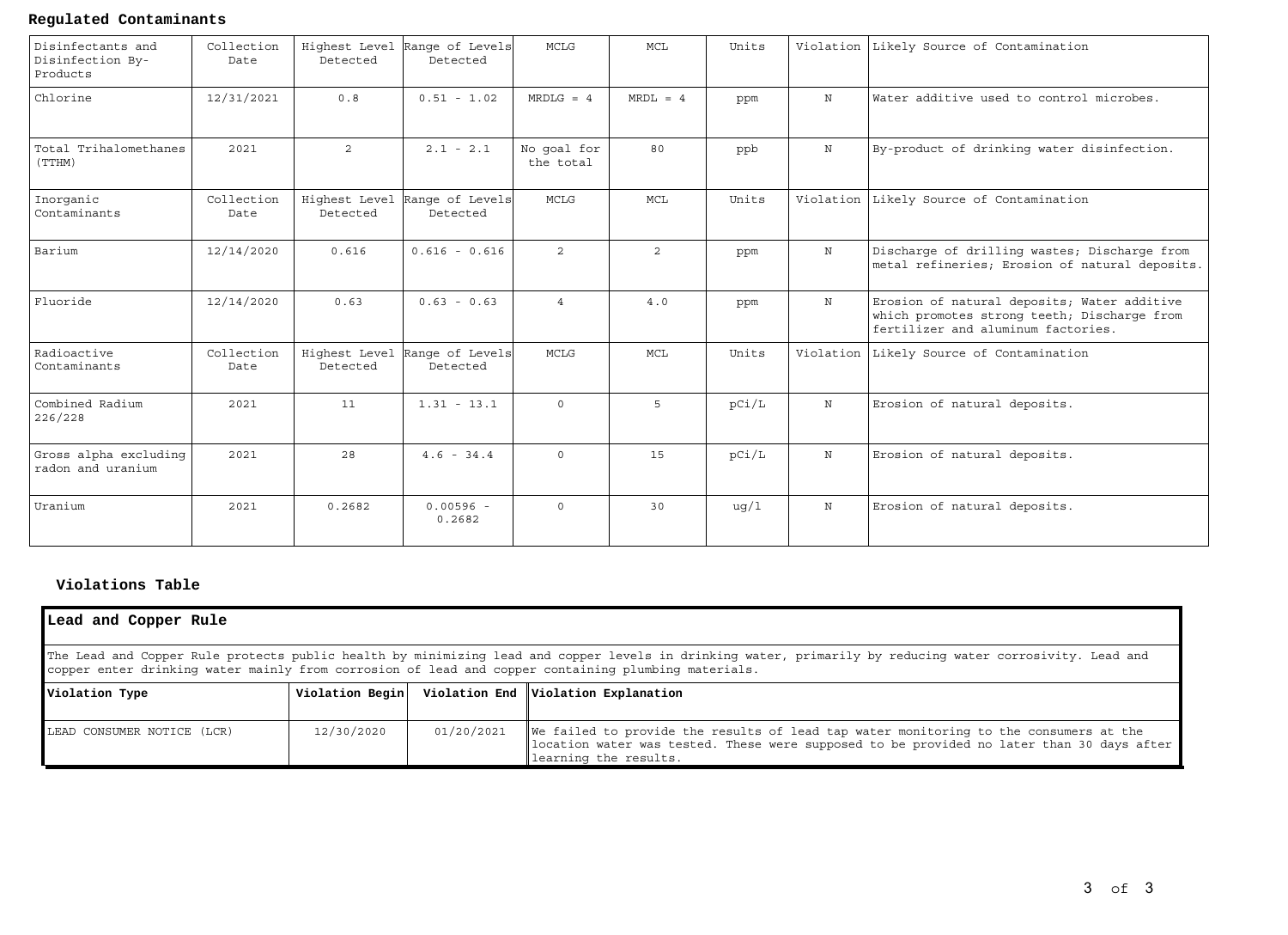## Regulated Contaminants

| Disinfectants and Disinfection By-Products | Collection Date | Highest Level Detected | Range of Levels Detected | MCLG | MCL | Units | Violation | Likely Source of Contamination |
|---|---|---|---|---|---|---|---|---|
| Chlorine | 12/31/2021 | 0.8 | 0.51 - 1.02 | MRDLG = 4 | MRDL = 4 | ppm | N | Water additive used to control microbes. |
| Total Trihalomethanes (TTHM) | 2021 | 2 | 2.1 - 2.1 | No goal for the total | 80 | ppb | N | By-product of drinking water disinfection. |
| **Inorganic Contaminants** | **Collection Date** | **Highest Level Detected** | **Range of Levels Detected** | **MCLG** | **MCL** | **Units** | **Violation** | **Likely Source of Contamination** |
| Barium | 12/14/2020 | 0.616 | 0.616 - 0.616 | 2 | 2 | ppm | N | Discharge of drilling wastes; Discharge from metal refineries; Erosion of natural deposits. |
| Fluoride | 12/14/2020 | 0.63 | 0.63 - 0.63 | 4 | 4.0 | ppm | N | Erosion of natural deposits; Water additive which promotes strong teeth; Discharge from fertilizer and aluminum factories. |
| **Radioactive Contaminants** | **Collection Date** | **Highest Level Detected** | **Range of Levels Detected** | **MCLG** | **MCL** | **Units** | **Violation** | **Likely Source of Contamination** |
| Combined Radium 226/228 | 2021 | 11 | 1.31 - 13.1 | 0 | 5 | pCi/L | N | Erosion of natural deposits. |
| Gross alpha excluding radon and uranium | 2021 | 28 | 4.6 - 34.4 | 0 | 15 | pCi/L | N | Erosion of natural deposits. |
| Uranium | 2021 | 0.2682 | 0.00596 - 0.2682 | 0 | 30 | ug/l | N | Erosion of natural deposits. |

## Violations Table

### Lead and Copper Rule

The Lead and Copper Rule protects public health by minimizing lead and copper levels in drinking water, primarily by reducing water corrosivity. Lead and copper enter drinking water mainly from corrosion of lead and copper containing plumbing materials.

| Violation Type | Violation Begin | Violation End | Violation Explanation |
|---|---|---|---|
| LEAD CONSUMER NOTICE (LCR) | 12/30/2020 | 01/20/2021 | We failed to provide the results of lead tap water monitoring to the consumers at the location water was tested. These were supposed to be provided no later than 30 days after learning the results. |